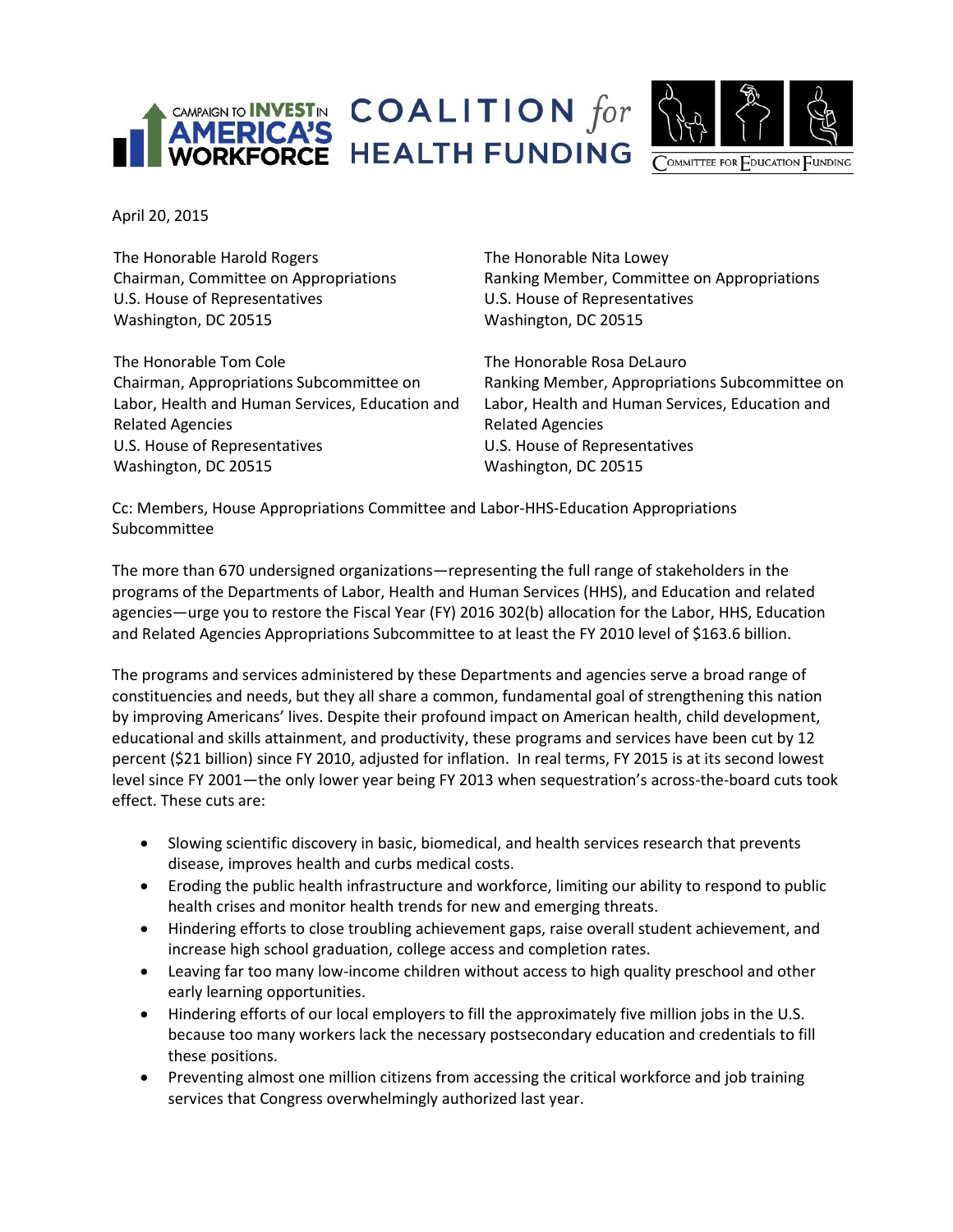CAMPAIGN TO INVEST IN AMERICA'S WORKFORCE COALITION for HEALTH FUNDING COMMITTEE FOR EDUCATION FUNDING

April 20, 2015

The Honorable Harold Rogers
Chairman, Committee on Appropriations
U.S. House of Representatives
Washington, DC 20515

The Honorable Nita Lowey
Ranking Member, Committee on Appropriations
U.S. House of Representatives
Washington, DC 20515

The Honorable Tom Cole
Chairman, Appropriations Subcommittee on Labor, Health and Human Services, Education and Related Agencies
U.S. House of Representatives
Washington, DC 20515

The Honorable Rosa DeLauro
Ranking Member, Appropriations Subcommittee on Labor, Health and Human Services, Education and Related Agencies
U.S. House of Representatives
Washington, DC 20515

Cc: Members, House Appropriations Committee and Labor-HHS-Education Appropriations Subcommittee

The more than 670 undersigned organizations—representing the full range of stakeholders in the programs of the Departments of Labor, Health and Human Services (HHS), and Education and related agencies—urge you to restore the Fiscal Year (FY) 2016 302(b) allocation for the Labor, HHS, Education and Related Agencies Appropriations Subcommittee to at least the FY 2010 level of $163.6 billion.

The programs and services administered by these Departments and agencies serve a broad range of constituencies and needs, but they all share a common, fundamental goal of strengthening this nation by improving Americans' lives. Despite their profound impact on American health, child development, educational and skills attainment, and productivity, these programs and services have been cut by 12 percent ($21 billion) since FY 2010, adjusted for inflation. In real terms, FY 2015 is at its second lowest level since FY 2001—the only lower year being FY 2013 when sequestration's across-the-board cuts took effect. These cuts are:

- Slowing scientific discovery in basic, biomedical, and health services research that prevents disease, improves health and curbs medical costs.
- Eroding the public health infrastructure and workforce, limiting our ability to respond to public health crises and monitor health trends for new and emerging threats.
- Hindering efforts to close troubling achievement gaps, raise overall student achievement, and increase high school graduation, college access and completion rates.
- Leaving far too many low-income children without access to high quality preschool and other early learning opportunities.
- Hindering efforts of our local employers to fill the approximately five million jobs in the U.S. because too many workers lack the necessary postsecondary education and credentials to fill these positions.
- Preventing almost one million citizens from accessing the critical workforce and job training services that Congress overwhelmingly authorized last year.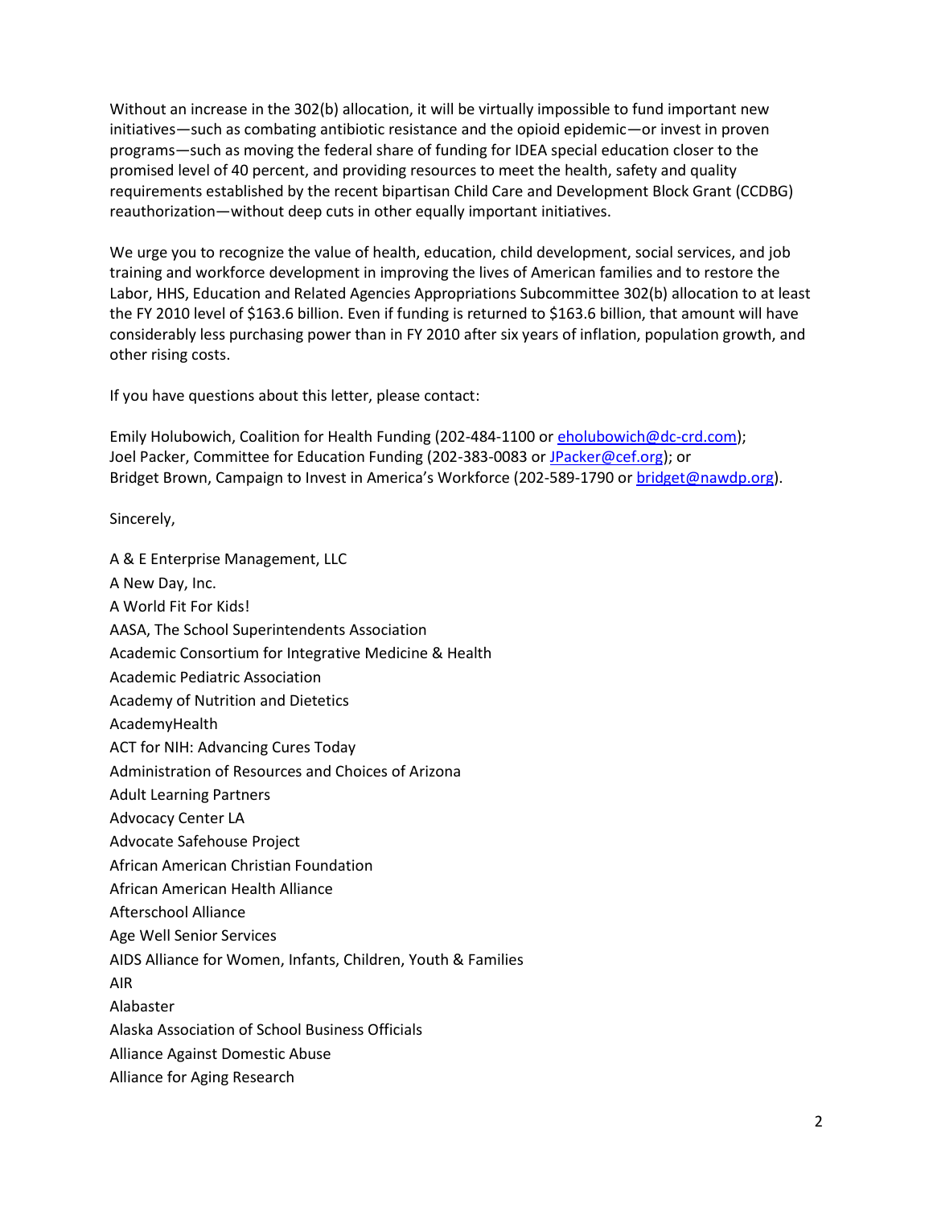Without an increase in the 302(b) allocation, it will be virtually impossible to fund important new initiatives—such as combating antibiotic resistance and the opioid epidemic—or invest in proven programs—such as moving the federal share of funding for IDEA special education closer to the promised level of 40 percent, and providing resources to meet the health, safety and quality requirements established by the recent bipartisan Child Care and Development Block Grant (CCDBG) reauthorization—without deep cuts in other equally important initiatives.

We urge you to recognize the value of health, education, child development, social services, and job training and workforce development in improving the lives of American families and to restore the Labor, HHS, Education and Related Agencies Appropriations Subcommittee 302(b) allocation to at least the FY 2010 level of $163.6 billion. Even if funding is returned to $163.6 billion, that amount will have considerably less purchasing power than in FY 2010 after six years of inflation, population growth, and other rising costs.

If you have questions about this letter, please contact:

Emily Holubowich, Coalition for Health Funding (202-484-1100 or eholubowich@dc-crd.com);
Joel Packer, Committee for Education Funding (202-383-0083 or JPacker@cef.org); or
Bridget Brown, Campaign to Invest in America's Workforce (202-589-1790 or bridget@nawdp.org).

Sincerely,

A & E Enterprise Management, LLC
A New Day, Inc.
A World Fit For Kids!
AASA, The School Superintendents Association
Academic Consortium for Integrative Medicine & Health
Academic Pediatric Association
Academy of Nutrition and Dietetics
AcademyHealth
ACT for NIH: Advancing Cures Today
Administration of Resources and Choices of Arizona
Adult Learning Partners
Advocacy Center LA
Advocate Safehouse Project
African American Christian Foundation
African American Health Alliance
Afterschool Alliance
Age Well Senior Services
AIDS Alliance for Women, Infants, Children, Youth & Families
AIR
Alabaster
Alaska Association of School Business Officials
Alliance Against Domestic Abuse
Alliance for Aging Research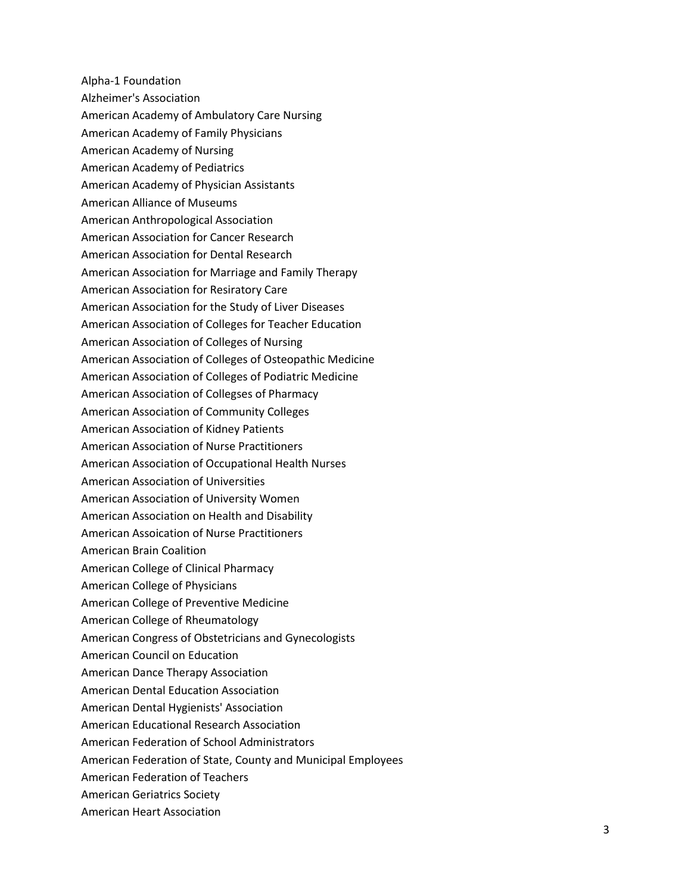Alpha-1 Foundation

Alzheimer's Association

American Academy of Ambulatory Care Nursing

American Academy of Family Physicians

American Academy of Nursing

American Academy of Pediatrics

American Academy of Physician Assistants

American Alliance of Museums

American Anthropological Association

American Association for Cancer Research

American Association for Dental Research

American Association for Marriage and Family Therapy

American Association for Resiratory Care

American Association for the Study of Liver Diseases

American Association of Colleges for Teacher Education

American Association of Colleges of Nursing

American Association of Colleges of Osteopathic Medicine

American Association of Colleges of Podiatric Medicine

American Association of Collegses of Pharmacy

American Association of Community Colleges

American Association of Kidney Patients

American Association of Nurse Practitioners

American Association of Occupational Health Nurses

American Association of Universities

American Association of University Women

American Association on Health and Disability

American Assoication of Nurse Practitioners

American Brain Coalition

American College of Clinical Pharmacy

American College of Physicians

American College of Preventive Medicine

American College of Rheumatology

American Congress of Obstetricians and Gynecologists

American Council on Education

American Dance Therapy Association

American Dental Education Association

American Dental Hygienists' Association

American Educational Research Association

American Federation of School Administrators

American Federation of State, County and Municipal Employees

American Federation of Teachers

American Geriatrics Society

American Heart Association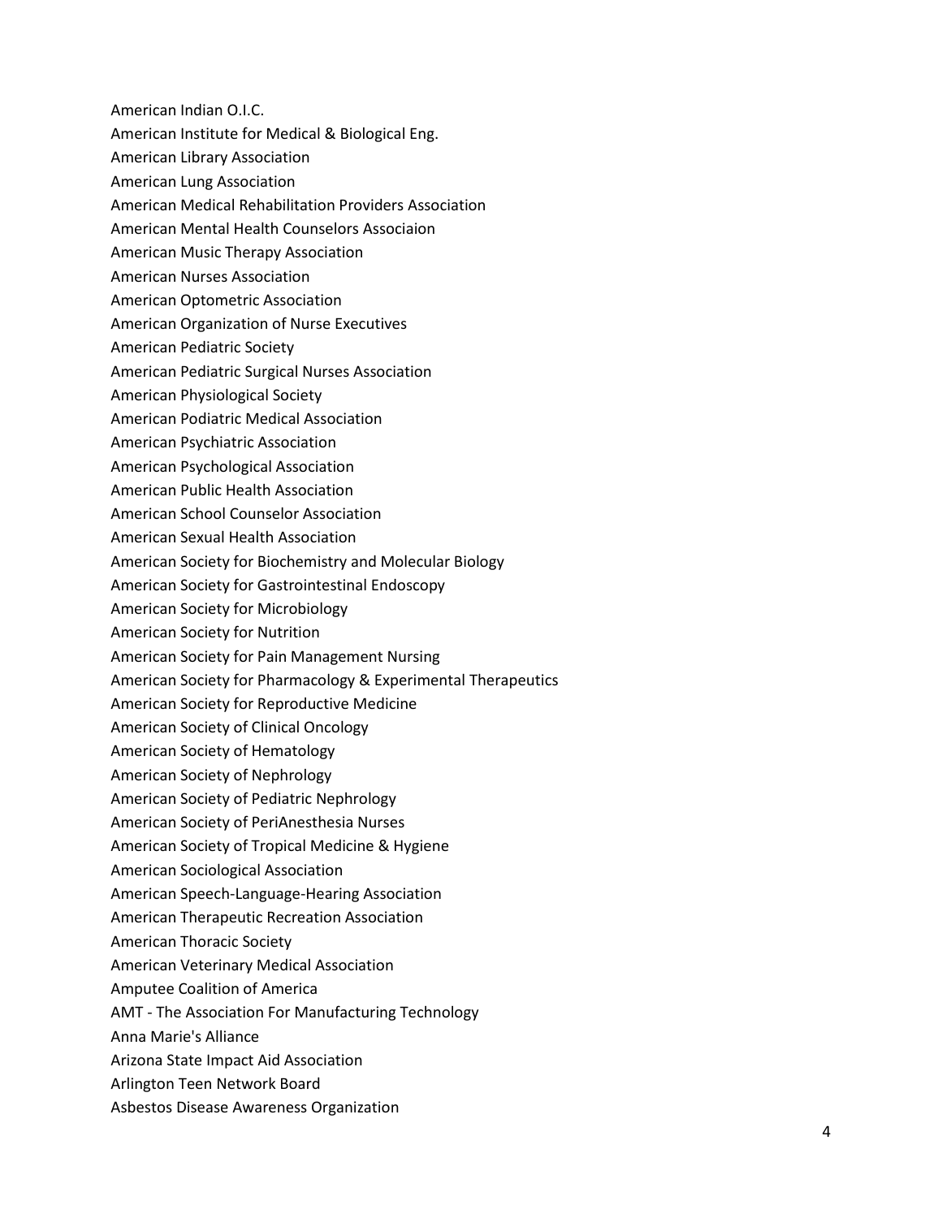American Indian O.I.C.

American Institute for Medical & Biological Eng.

American Library Association

American Lung Association

American Medical Rehabilitation Providers Association

American Mental Health Counselors Associaion

American Music Therapy Association

American Nurses Association

American Optometric Association

American Organization of Nurse Executives

American Pediatric Society

American Pediatric Surgical Nurses Association

American Physiological Society

American Podiatric Medical Association

American Psychiatric Association

American Psychological Association

American Public Health Association

American School Counselor Association

American Sexual Health Association

American Society for Biochemistry and Molecular Biology

American Society for Gastrointestinal Endoscopy

American Society for Microbiology

American Society for Nutrition

American Society for Pain Management Nursing

American Society for Pharmacology & Experimental Therapeutics

American Society for Reproductive Medicine

American Society of Clinical Oncology

American Society of Hematology

American Society of Nephrology

American Society of Pediatric Nephrology

American Society of PeriAnesthesia Nurses

American Society of Tropical Medicine & Hygiene

American Sociological Association

American Speech-Language-Hearing Association

American Therapeutic Recreation Association

American Thoracic Society

American Veterinary Medical Association

Amputee Coalition of America

AMT - The Association For Manufacturing Technology

Anna Marie's Alliance

Arizona State Impact Aid Association

Arlington Teen Network Board

Asbestos Disease Awareness Organization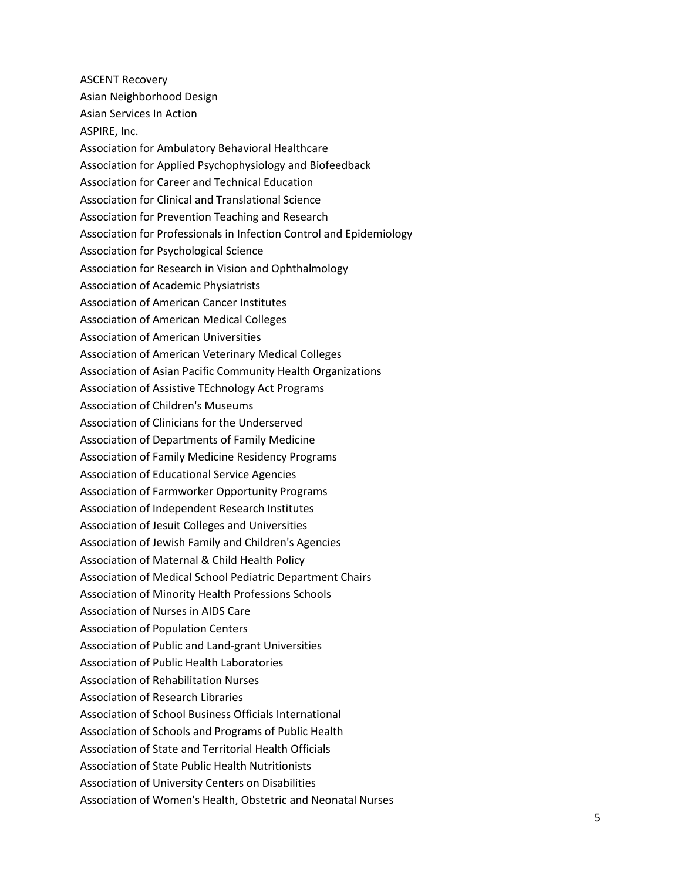ASCENT Recovery

Asian Neighborhood Design

Asian Services In Action

ASPIRE, Inc.

Association for Ambulatory Behavioral Healthcare

Association for Applied Psychophysiology and Biofeedback

Association for Career and Technical Education

Association for Clinical and Translational Science

Association for Prevention Teaching and Research

Association for Professionals in Infection Control and Epidemiology

Association for Psychological Science

Association for Research in Vision and Ophthalmology

Association of Academic Physiatrists

Association of American Cancer Institutes

Association of American Medical Colleges

Association of American Universities

Association of American Veterinary Medical Colleges

Association of Asian Pacific Community Health Organizations

Association of Assistive TEchnology Act Programs

Association of Children's Museums

Association of Clinicians for the Underserved

Association of Departments of Family Medicine

Association of Family Medicine Residency Programs

Association of Educational Service Agencies

Association of Farmworker Opportunity Programs

Association of Independent Research Institutes

Association of Jesuit Colleges and Universities

Association of Jewish Family and Children's Agencies

Association of Maternal & Child Health Policy

Association of Medical School Pediatric Department Chairs

Association of Minority Health Professions Schools

Association of Nurses in AIDS Care

Association of Population Centers

Association of Public and Land-grant Universities

Association of Public Health Laboratories

Association of Rehabilitation Nurses

Association of Research Libraries

Association of School Business Officials International

Association of Schools and Programs of Public Health

Association of State and Territorial Health Officials

Association of State Public Health Nutritionists

Association of University Centers on Disabilities

Association of Women's Health, Obstetric and Neonatal Nurses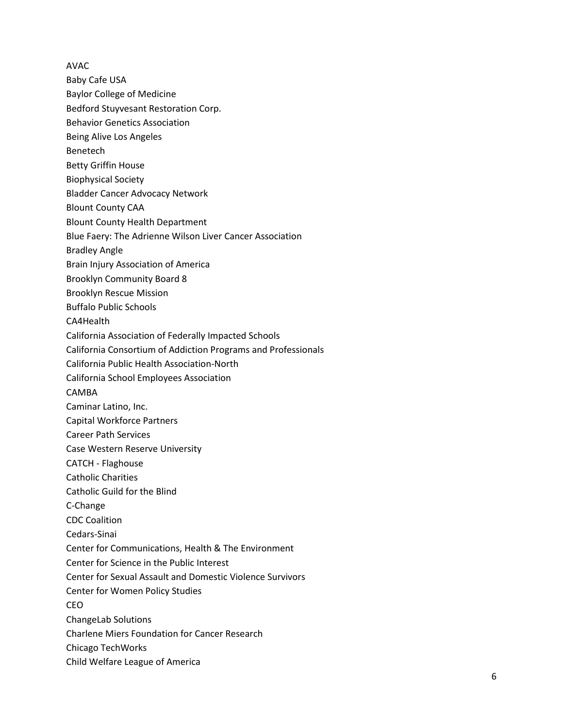AVAC

Baby Cafe USA

Baylor College of Medicine

Bedford Stuyvesant Restoration Corp.

Behavior Genetics Association

Being Alive Los Angeles

Benetech

Betty Griffin House

Biophysical Society

Bladder Cancer Advocacy Network

Blount County CAA

Blount County Health Department

Blue Faery: The Adrienne Wilson Liver Cancer Association

Bradley Angle

Brain Injury Association of America

Brooklyn Community Board 8

Brooklyn Rescue Mission

Buffalo Public Schools

CA4Health

California Association of Federally Impacted Schools

California Consortium of Addiction Programs and Professionals

California Public Health Association-North

California School Employees Association

CAMBA

Caminar Latino, Inc.

Capital Workforce Partners

Career Path Services

Case Western Reserve University

CATCH - Flaghouse

Catholic Charities

Catholic Guild for the Blind

C-Change

CDC Coalition

Cedars-Sinai

Center for Communications, Health & The Environment

Center for Science in the Public Interest

Center for Sexual Assault and Domestic Violence Survivors

Center for Women Policy Studies

CEO

ChangeLab Solutions

Charlene Miers Foundation for Cancer Research

Chicago TechWorks

Child Welfare League of America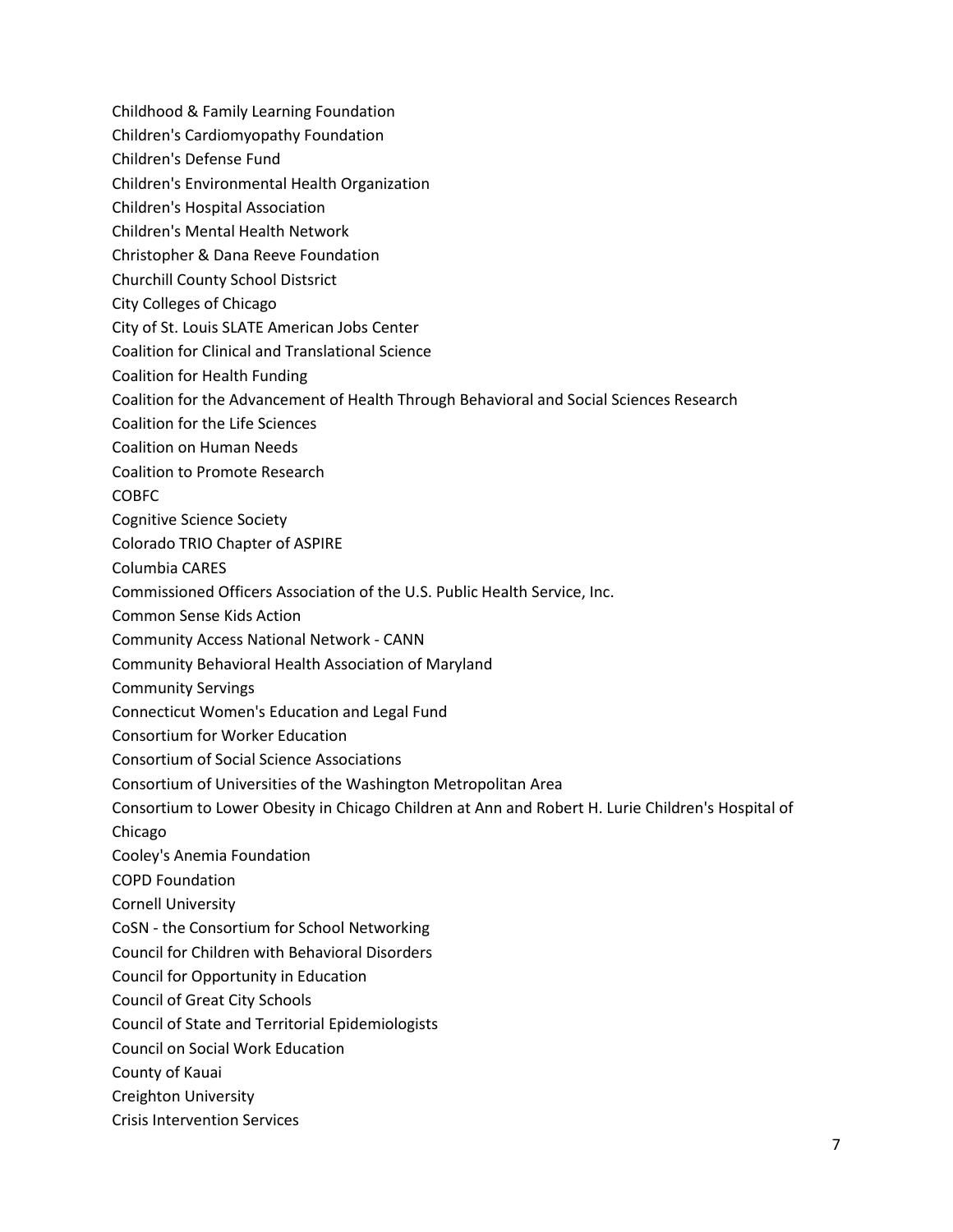Childhood & Family Learning Foundation
Children's Cardiomyopathy Foundation
Children's Defense Fund
Children's Environmental Health Organization
Children's Hospital Association
Children's Mental Health Network
Christopher & Dana Reeve Foundation
Churchill County School Distsrict
City Colleges of Chicago
City of St. Louis SLATE American Jobs Center
Coalition for Clinical and Translational Science
Coalition for Health Funding
Coalition for the Advancement of Health Through Behavioral and Social Sciences Research
Coalition for the Life Sciences
Coalition on Human Needs
Coalition to Promote Research
COBFC
Cognitive Science Society
Colorado TRIO Chapter of ASPIRE
Columbia CARES
Commissioned Officers Association of the U.S. Public Health Service, Inc.
Common Sense Kids Action
Community Access National Network - CANN
Community Behavioral Health Association of Maryland
Community Servings
Connecticut Women's Education and Legal Fund
Consortium for Worker Education
Consortium of Social Science Associations
Consortium of Universities of the Washington Metropolitan Area
Consortium to Lower Obesity in Chicago Children at Ann and Robert H. Lurie Children's Hospital of Chicago
Cooley's Anemia Foundation
COPD Foundation
Cornell University
CoSN - the Consortium for School Networking
Council for Children with Behavioral Disorders
Council for Opportunity in Education
Council of Great City Schools
Council of State and Territorial Epidemiologists
Council on Social Work Education
County of Kauai
Creighton University
Crisis Intervention Services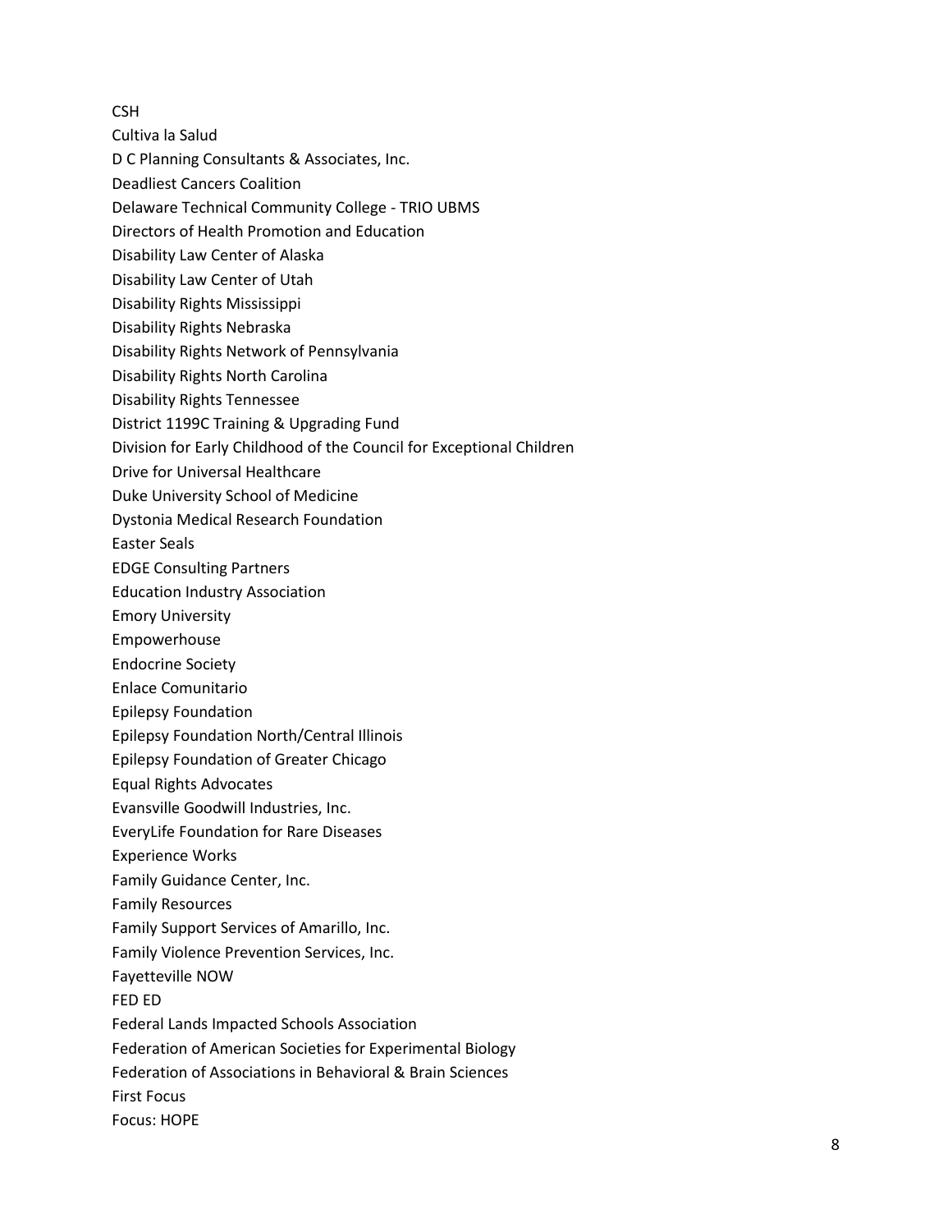CSH

Cultiva la Salud

D C Planning Consultants & Associates, Inc.

Deadliest Cancers Coalition

Delaware Technical Community College - TRIO UBMS

Directors of Health Promotion and Education

Disability Law Center of Alaska

Disability Law Center of Utah

Disability Rights Mississippi

Disability Rights Nebraska

Disability Rights Network of Pennsylvania

Disability Rights North Carolina

Disability Rights Tennessee

District 1199C Training & Upgrading Fund

Division for Early Childhood of the Council for Exceptional Children

Drive for Universal Healthcare

Duke University School of Medicine

Dystonia Medical Research Foundation

Easter Seals

EDGE Consulting Partners

Education Industry Association

Emory University

Empowerhouse

Endocrine Society

Enlace Comunitario

Epilepsy Foundation

Epilepsy Foundation North/Central Illinois

Epilepsy Foundation of Greater Chicago

Equal Rights Advocates

Evansville Goodwill Industries, Inc.

EveryLife Foundation for Rare Diseases

Experience Works

Family Guidance Center, Inc.

Family Resources

Family Support Services of Amarillo, Inc.

Family Violence Prevention Services, Inc.

Fayetteville NOW

FED ED

Federal Lands Impacted Schools Association

Federation of American Societies for Experimental Biology

Federation of Associations in Behavioral & Brain Sciences

First Focus

Focus: HOPE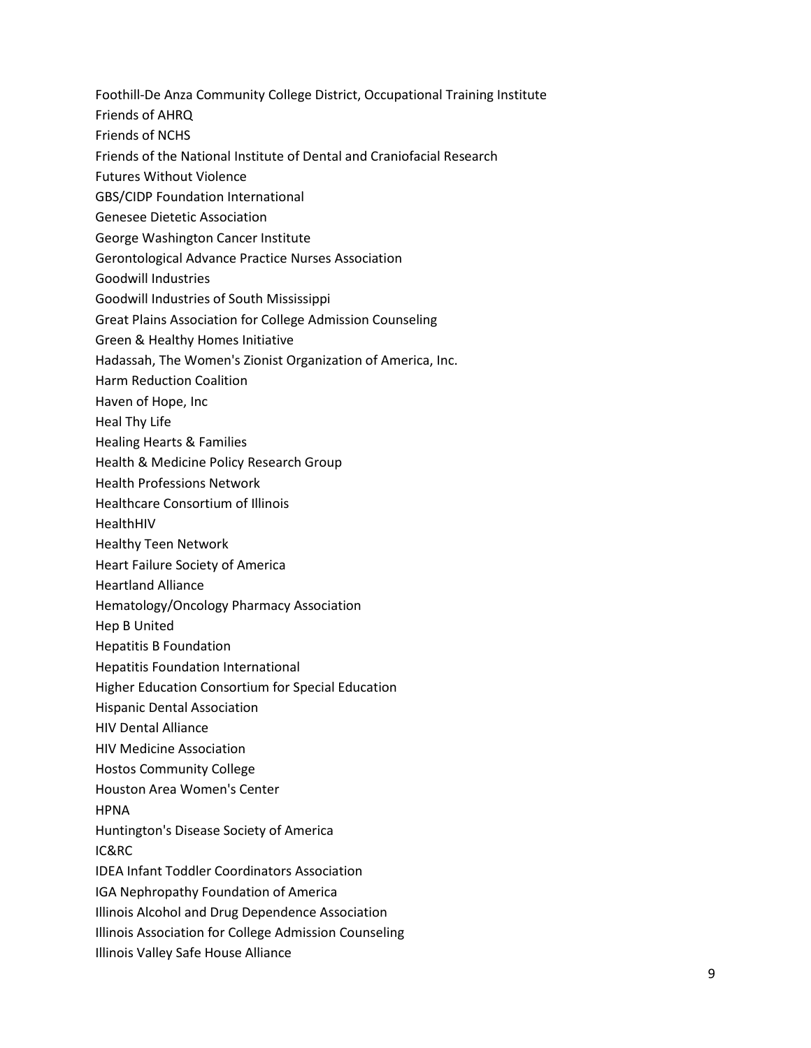Foothill-De Anza Community College District, Occupational Training Institute
Friends of AHRQ
Friends of NCHS
Friends of the National Institute of Dental and Craniofacial Research
Futures Without Violence
GBS/CIDP Foundation International
Genesee Dietetic Association
George Washington Cancer Institute
Gerontological Advance Practice Nurses Association
Goodwill Industries
Goodwill Industries of South Mississippi
Great Plains Association for College Admission Counseling
Green & Healthy Homes Initiative
Hadassah, The Women's Zionist Organization of America, Inc.
Harm Reduction Coalition
Haven of Hope, Inc
Heal Thy Life
Healing Hearts & Families
Health & Medicine Policy Research Group
Health Professions Network
Healthcare Consortium of Illinois
HealthHIV
Healthy Teen Network
Heart Failure Society of America
Heartland Alliance
Hematology/Oncology Pharmacy Association
Hep B United
Hepatitis B Foundation
Hepatitis Foundation International
Higher Education Consortium for Special Education
Hispanic Dental Association
HIV Dental Alliance
HIV Medicine Association
Hostos Community College
Houston Area Women's Center
HPNA
Huntington's Disease Society of America
IC&RC
IDEA Infant Toddler Coordinators Association
IGA Nephropathy Foundation of America
Illinois Alcohol and Drug Dependence Association
Illinois Association for College Admission Counseling
Illinois Valley Safe House Alliance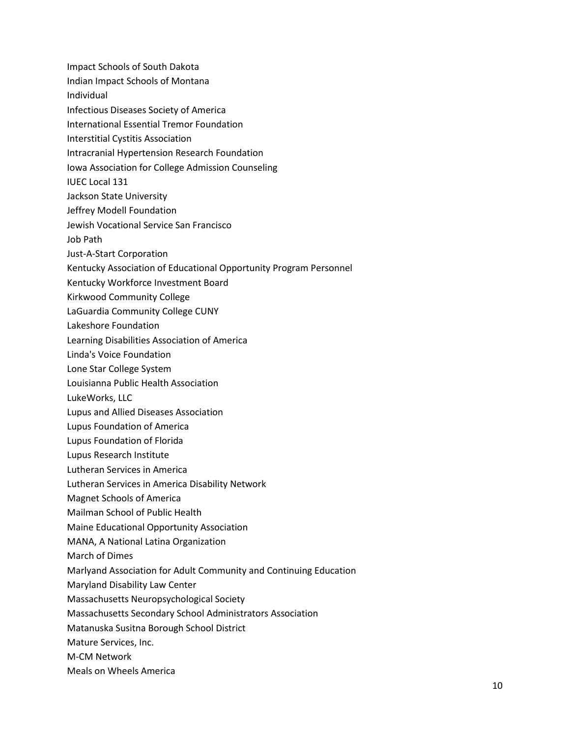Impact Schools of South Dakota
Indian Impact Schools of Montana
Individual
Infectious Diseases Society of America
International Essential Tremor Foundation
Interstitial Cystitis Association
Intracranial Hypertension Research Foundation
Iowa Association for College Admission Counseling
IUEC Local 131
Jackson State University
Jeffrey Modell Foundation
Jewish Vocational Service San Francisco
Job Path
Just-A-Start Corporation
Kentucky Association of Educational Opportunity Program Personnel
Kentucky Workforce Investment Board
Kirkwood Community College
LaGuardia Community College CUNY
Lakeshore Foundation
Learning Disabilities Association of America
Linda's Voice Foundation
Lone Star College System
Louisianna Public Health Association
LukeWorks, LLC
Lupus and Allied Diseases Association
Lupus Foundation of America
Lupus Foundation of Florida
Lupus Research Institute
Lutheran Services in America
Lutheran Services in America Disability Network
Magnet Schools of America
Mailman School of Public Health
Maine Educational Opportunity Association
MANA, A National Latina Organization
March of Dimes
Marlyand Association for Adult Community and Continuing Education
Maryland Disability Law Center
Massachusetts Neuropsychological Society
Massachusetts Secondary School Administrators Association
Matanuska Susitna Borough School District
Mature Services, Inc.
M-CM Network
Meals on Wheels America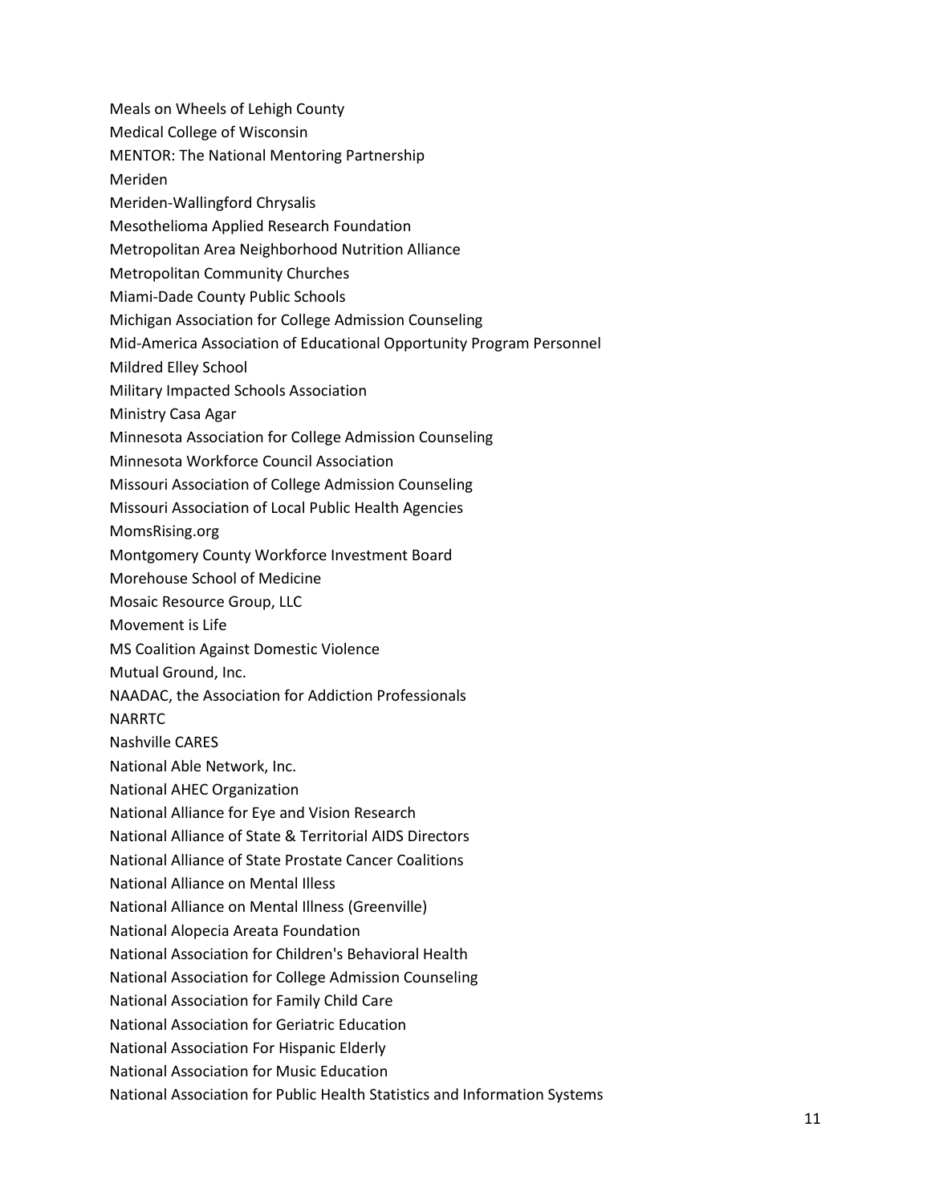Meals on Wheels of Lehigh County
Medical College of Wisconsin
MENTOR: The National Mentoring Partnership
Meriden
Meriden-Wallingford Chrysalis
Mesothelioma Applied Research Foundation
Metropolitan Area Neighborhood Nutrition Alliance
Metropolitan Community Churches
Miami-Dade County Public Schools
Michigan Association for College Admission Counseling
Mid-America Association of Educational Opportunity Program Personnel
Mildred Elley School
Military Impacted Schools Association
Ministry Casa Agar
Minnesota Association for College Admission Counseling
Minnesota Workforce Council Association
Missouri Association of College Admission Counseling
Missouri Association of Local Public Health Agencies
MomsRising.org
Montgomery County Workforce Investment Board
Morehouse School of Medicine
Mosaic Resource Group, LLC
Movement is Life
MS Coalition Against Domestic Violence
Mutual Ground, Inc.
NAADAC, the Association for Addiction Professionals
NARRTC
Nashville CARES
National Able Network, Inc.
National AHEC Organization
National Alliance for Eye and Vision Research
National Alliance of State & Territorial AIDS Directors
National Alliance of State Prostate Cancer Coalitions
National Alliance on Mental Illess
National Alliance on Mental Illness (Greenville)
National Alopecia Areata Foundation
National Association for Children's Behavioral Health
National Association for College Admission Counseling
National Association for Family Child Care
National Association for Geriatric Education
National Association For Hispanic Elderly
National Association for Music Education
National Association for Public Health Statistics and Information Systems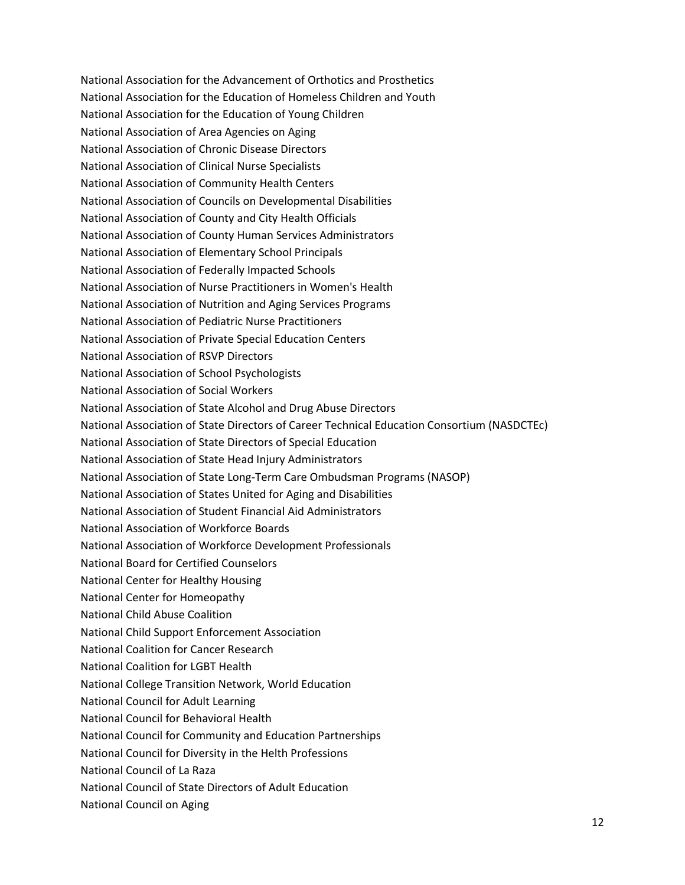National Association for the Advancement of Orthotics and Prosthetics
National Association for the Education of Homeless Children and Youth
National Association for the Education of Young Children
National Association of Area Agencies on Aging
National Association of Chronic Disease Directors
National Association of Clinical Nurse Specialists
National Association of Community Health Centers
National Association of Councils on Developmental Disabilities
National Association of County and City Health Officials
National Association of County Human Services Administrators
National Association of Elementary School Principals
National Association of Federally Impacted Schools
National Association of Nurse Practitioners in Women's Health
National Association of Nutrition and Aging Services Programs
National Association of Pediatric Nurse Practitioners
National Association of Private Special Education Centers
National Association of RSVP Directors
National Association of School Psychologists
National Association of Social Workers
National Association of State Alcohol and Drug Abuse Directors
National Association of State Directors of Career Technical Education Consortium (NASDCTEc)
National Association of State Directors of Special Education
National Association of State Head Injury Administrators
National Association of State Long-Term Care Ombudsman Programs (NASOP)
National Association of States United for Aging and Disabilities
National Association of Student Financial Aid Administrators
National Association of Workforce Boards
National Association of Workforce Development Professionals
National Board for Certified Counselors
National Center for Healthy Housing
National Center for Homeopathy
National Child Abuse Coalition
National Child Support Enforcement Association
National Coalition for Cancer Research
National Coalition for LGBT Health
National College Transition Network, World Education
National Council for Adult Learning
National Council for Behavioral Health
National Council for Community and Education Partnerships
National Council for Diversity in the Helth Professions
National Council of La Raza
National Council of State Directors of Adult Education
National Council on Aging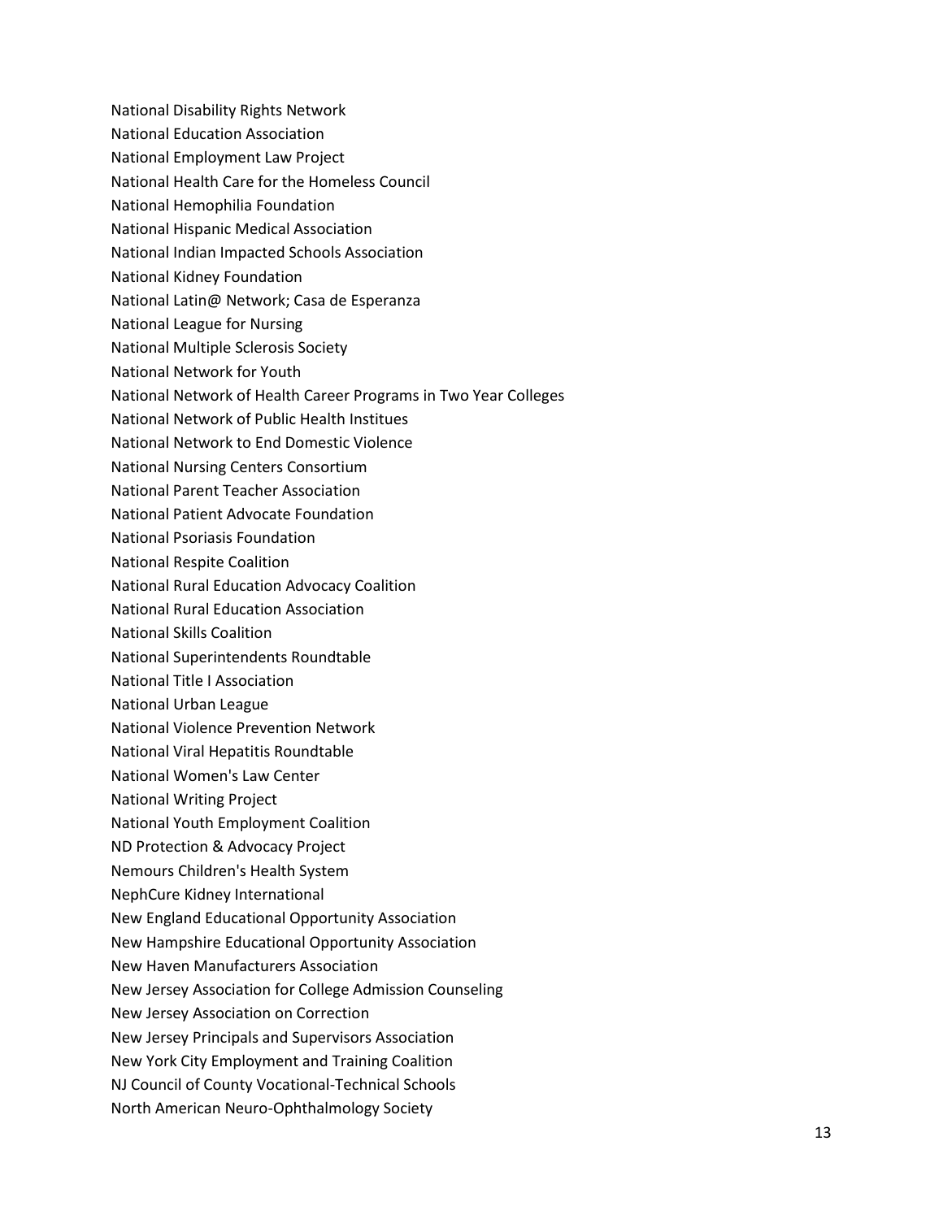National Disability Rights Network
National Education Association
National Employment Law Project
National Health Care for the Homeless Council
National Hemophilia Foundation
National Hispanic Medical Association
National Indian Impacted Schools Association
National Kidney Foundation
National Latin@ Network; Casa de Esperanza
National League for Nursing
National Multiple Sclerosis Society
National Network for Youth
National Network of Health Career Programs in Two Year Colleges
National Network of Public Health Institues
National Network to End Domestic Violence
National Nursing Centers Consortium
National Parent Teacher Association
National Patient Advocate Foundation
National Psoriasis Foundation
National Respite Coalition
National Rural Education Advocacy Coalition
National Rural Education Association
National Skills Coalition
National Superintendents Roundtable
National Title I Association
National Urban League
National Violence Prevention Network
National Viral Hepatitis Roundtable
National Women's Law Center
National Writing Project
National Youth Employment Coalition
ND Protection & Advocacy Project
Nemours Children's Health System
NephCure Kidney International
New England Educational Opportunity Association
New Hampshire Educational Opportunity Association
New Haven Manufacturers Association
New Jersey Association for College Admission Counseling
New Jersey Association on Correction
New Jersey Principals and Supervisors Association
New York City Employment and Training Coalition
NJ Council of County Vocational-Technical Schools
North American Neuro-Ophthalmology Society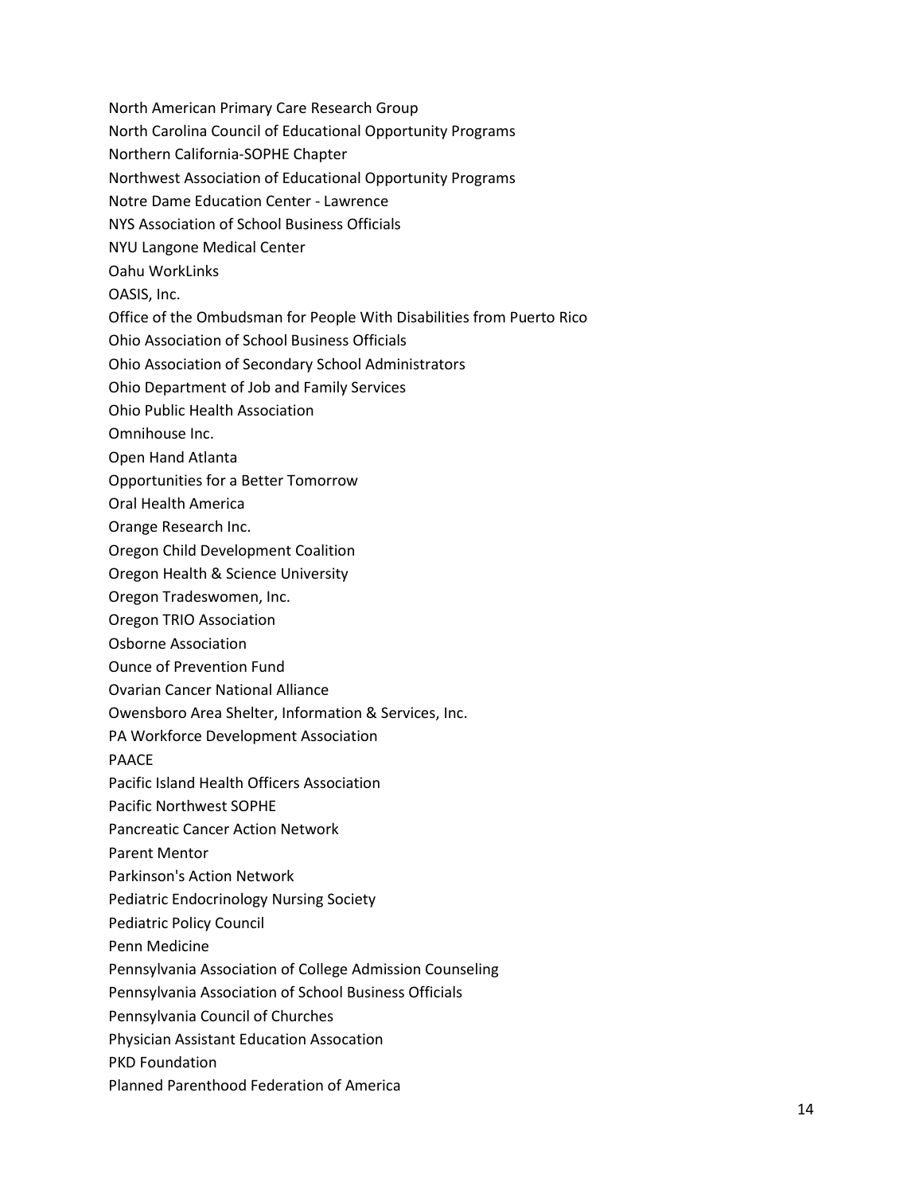North American Primary Care Research Group

North Carolina Council of Educational Opportunity Programs

Northern California-SOPHE Chapter

Northwest Association of Educational Opportunity Programs

Notre Dame Education Center - Lawrence

NYS Association of School Business Officials

NYU Langone Medical Center

Oahu WorkLinks

OASIS, Inc.

Office of the Ombudsman for People With Disabilities from Puerto Rico

Ohio Association of School Business Officials

Ohio Association of Secondary School Administrators

Ohio Department of Job and Family Services

Ohio Public Health Association

Omnihouse Inc.

Open Hand Atlanta

Opportunities for a Better Tomorrow

Oral Health America

Orange Research Inc.

Oregon Child Development Coalition

Oregon Health & Science University

Oregon Tradeswomen, Inc.

Oregon TRIO Association

Osborne Association

Ounce of Prevention Fund

Ovarian Cancer National Alliance

Owensboro Area Shelter, Information & Services, Inc.

PA Workforce Development Association

PAACE

Pacific Island Health Officers Association

Pacific Northwest SOPHE

Pancreatic Cancer Action Network

Parent Mentor

Parkinson's Action Network

Pediatric Endocrinology Nursing Society

Pediatric Policy Council

Penn Medicine

Pennsylvania Association of College Admission Counseling

Pennsylvania Association of School Business Officials

Pennsylvania Council of Churches

Physician Assistant Education Assocation

PKD Foundation

Planned Parenthood Federation of America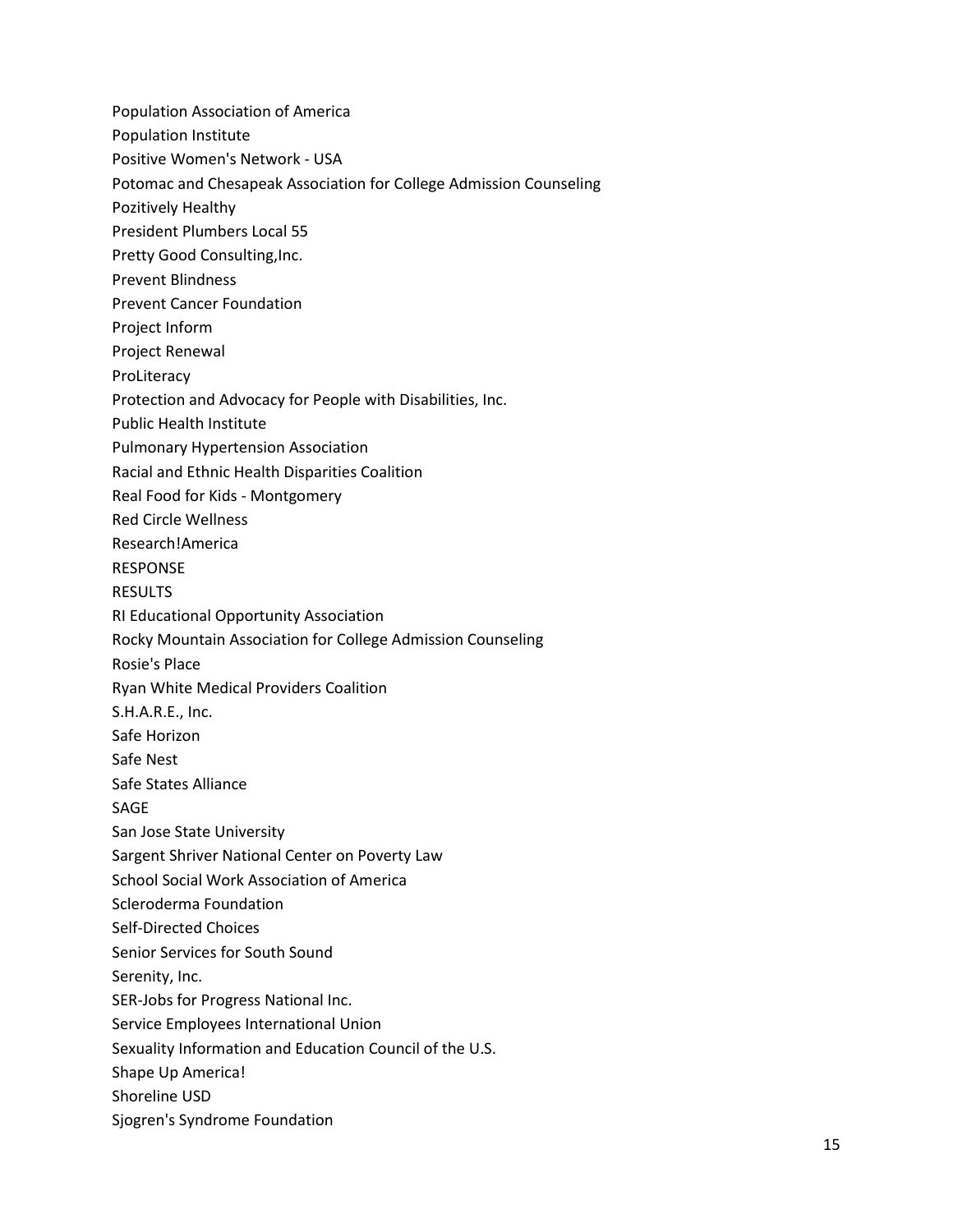Population Association of America
Population Institute
Positive Women's Network - USA
Potomac and Chesapeak Association for College Admission Counseling
Pozitively Healthy
President Plumbers Local 55
Pretty Good Consulting,Inc.
Prevent Blindness
Prevent Cancer Foundation
Project Inform
Project Renewal
ProLiteracy
Protection and Advocacy for People with Disabilities, Inc.
Public Health Institute
Pulmonary Hypertension Association
Racial and Ethnic Health Disparities Coalition
Real Food for Kids - Montgomery
Red Circle Wellness
Research!America
RESPONSE
RESULTS
RI Educational Opportunity Association
Rocky Mountain Association for College Admission Counseling
Rosie's Place
Ryan White Medical Providers Coalition
S.H.A.R.E., Inc.
Safe Horizon
Safe Nest
Safe States Alliance
SAGE
San Jose State University
Sargent Shriver National Center on Poverty Law
School Social Work Association of America
Scleroderma Foundation
Self-Directed Choices
Senior Services for South Sound
Serenity, Inc.
SER-Jobs for Progress National Inc.
Service Employees International Union
Sexuality Information and Education Council of the U.S.
Shape Up America!
Shoreline USD
Sjogren's Syndrome Foundation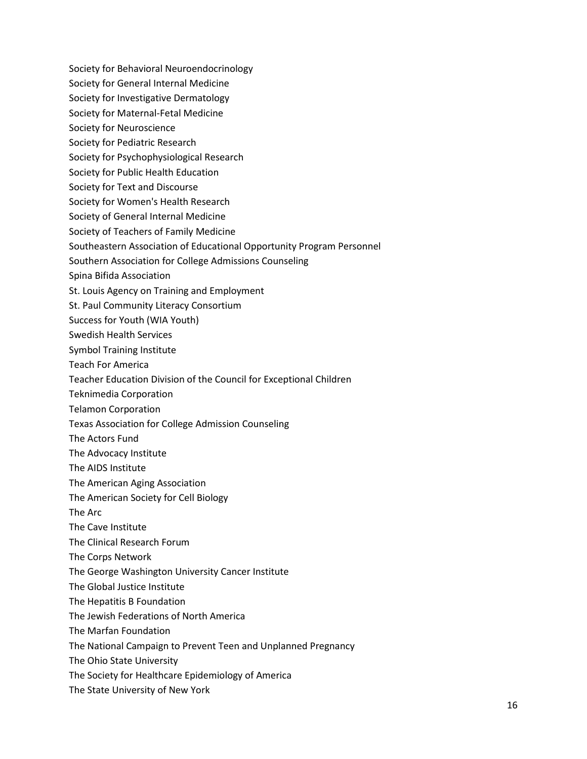Society for Behavioral Neuroendocrinology
Society for General Internal Medicine
Society for Investigative Dermatology
Society for Maternal-Fetal Medicine
Society for Neuroscience
Society for Pediatric Research
Society for Psychophysiological Research
Society for Public Health Education
Society for Text and Discourse
Society for Women's Health Research
Society of General Internal Medicine
Society of Teachers of Family Medicine
Southeastern Association of Educational Opportunity Program Personnel
Southern Association for College Admissions Counseling
Spina Bifida Association
St. Louis Agency on Training and Employment
St. Paul Community Literacy Consortium
Success for Youth (WIA Youth)
Swedish Health Services
Symbol Training Institute
Teach For America
Teacher Education Division of the Council for Exceptional Children
Teknimedia Corporation
Telamon Corporation
Texas Association for College Admission Counseling
The Actors Fund
The Advocacy Institute
The AIDS Institute
The American Aging Association
The American Society for Cell Biology
The Arc
The Cave Institute
The Clinical Research Forum
The Corps Network
The George Washington University Cancer Institute
The Global Justice Institute
The Hepatitis B Foundation
The Jewish Federations of North America
The Marfan Foundation
The National Campaign to Prevent Teen and Unplanned Pregnancy
The Ohio State University
The Society for Healthcare Epidemiology of America
The State University of New York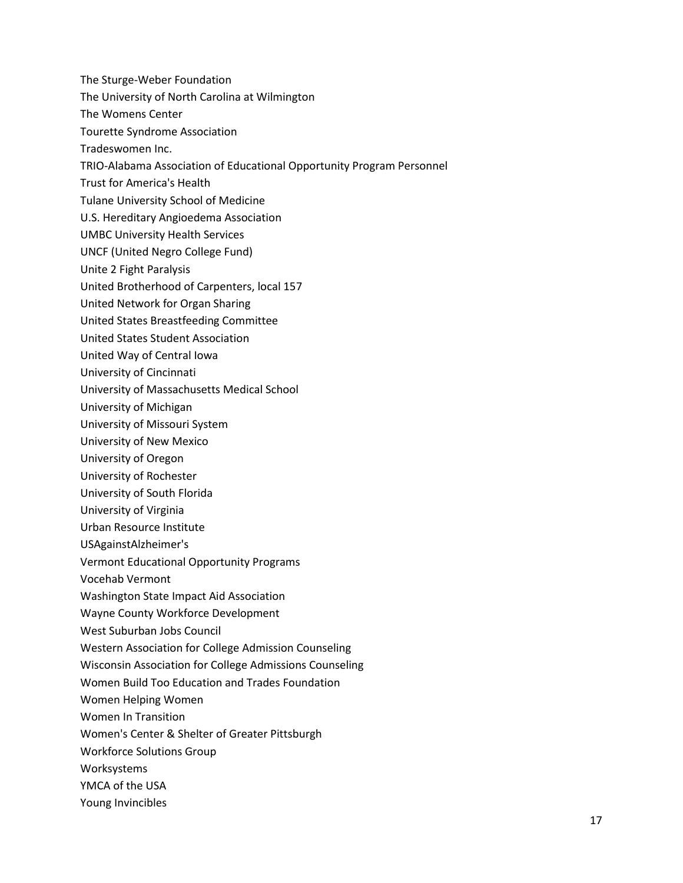The Sturge-Weber Foundation
The University of North Carolina at Wilmington
The Womens Center
Tourette Syndrome Association
Tradeswomen Inc.
TRIO-Alabama Association of Educational Opportunity Program Personnel
Trust for America's Health
Tulane University School of Medicine
U.S. Hereditary Angioedema Association
UMBC University Health Services
UNCF (United Negro College Fund)
Unite 2 Fight Paralysis
United Brotherhood of Carpenters, local 157
United Network for Organ Sharing
United States Breastfeeding Committee
United States Student Association
United Way of Central Iowa
University of Cincinnati
University of Massachusetts Medical School
University of Michigan
University of Missouri System
University of New Mexico
University of Oregon
University of Rochester
University of South Florida
University of Virginia
Urban Resource Institute
USAgainstAlzheimer's
Vermont Educational Opportunity Programs
Vocehab Vermont
Washington State Impact Aid Association
Wayne County Workforce Development
West Suburban Jobs Council
Western Association for College Admission Counseling
Wisconsin Association for College Admissions Counseling
Women Build Too Education and Trades Foundation
Women Helping Women
Women In Transition
Women's Center & Shelter of Greater Pittsburgh
Workforce Solutions Group
Worksystems
YMCA of the USA
Young Invincibles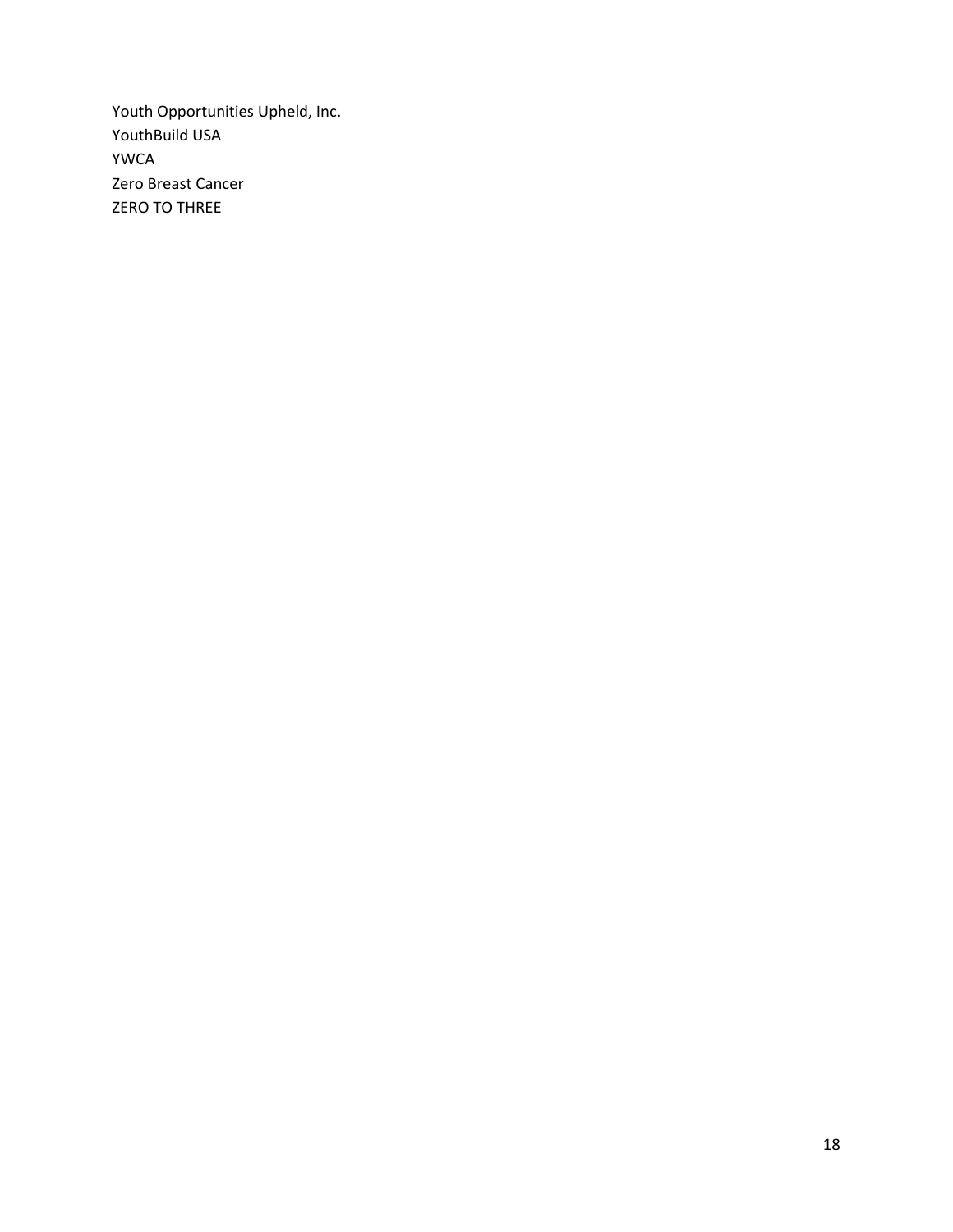Youth Opportunities Upheld, Inc.
YouthBuild USA
YWCA
Zero Breast Cancer
ZERO TO THREE